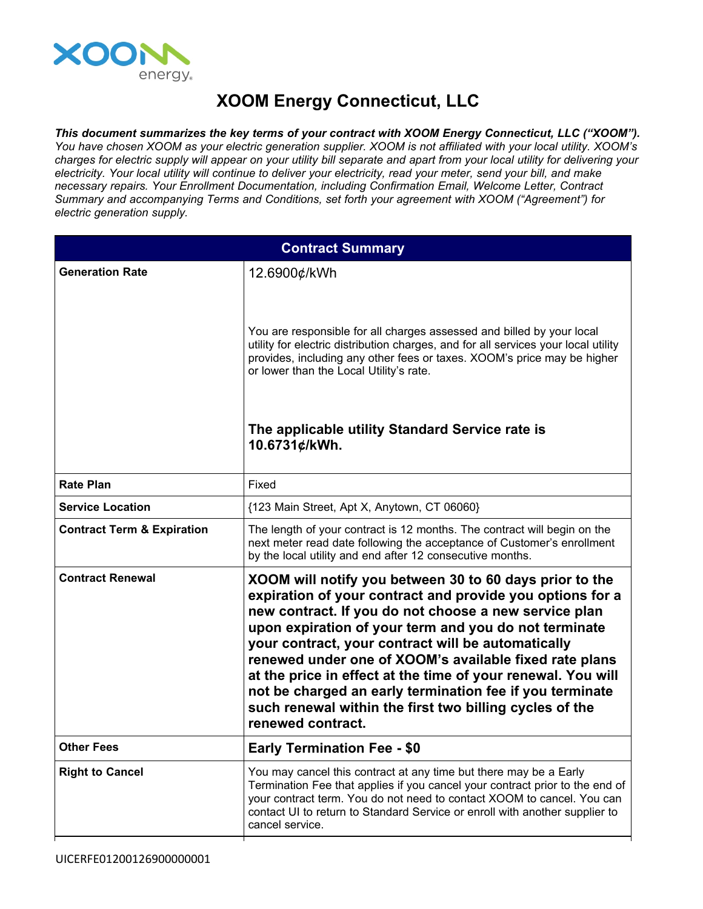# XOOM Energy Connecticut, LLC

***This document summarizes the key terms of your contract with XOOM Energy Connecticut, LLC ("XOOM").*** *You have chosen XOOM as your electric generation supplier. XOOM is not affiliated with your local utility. XOOM's charges for electric supply will appear on your utility bill separate and apart from your local utility for delivering your electricity. Your local utility will continue to deliver your electricity, read your meter, send your bill, and make necessary repairs. Your Enrollment Documentation, including Confirmation Email, Welcome Letter, Contract Summary and accompanying Terms and Conditions, set forth your agreement with XOOM ("Agreement") for electric generation supply.*

| Contract Summary | |
|---|---|
| **Generation Rate** | 12.6900¢/kWh<br><br>You are responsible for all charges assessed and billed by your local utility for electric distribution charges, and for all services your local utility provides, including any other fees or taxes. XOOM's price may be higher or lower than the Local Utility's rate.<br><br>**The applicable utility Standard Service rate is 10.6731¢/kWh.** |
| **Rate Plan** | Fixed |
| **Service Location** | {123 Main Street, Apt X, Anytown, CT 06060} |
| **Contract Term & Expiration** | The length of your contract is 12 months. The contract will begin on the next meter read date following the acceptance of Customer's enrollment by the local utility and end after 12 consecutive months. |
| **Contract Renewal** | **XOOM will notify you between 30 to 60 days prior to the expiration of your contract and provide you options for a new contract. If you do not choose a new service plan upon expiration of your term and you do not terminate your contract, your contract will be automatically renewed under one of XOOM's available fixed rate plans at the price in effect at the time of your renewal. You will not be charged an early termination fee if you terminate such renewal within the first two billing cycles of the renewed contract.** |
| **Other Fees** | **Early Termination Fee - $0** |
| **Right to Cancel** | You may cancel this contract at any time but there may be a Early Termination Fee that applies if you cancel your contract prior to the end of your contract term. You do not need to contact XOOM to cancel. You can contact UI to return to Standard Service or enroll with another supplier to cancel service. |

UICERFE01200126900000001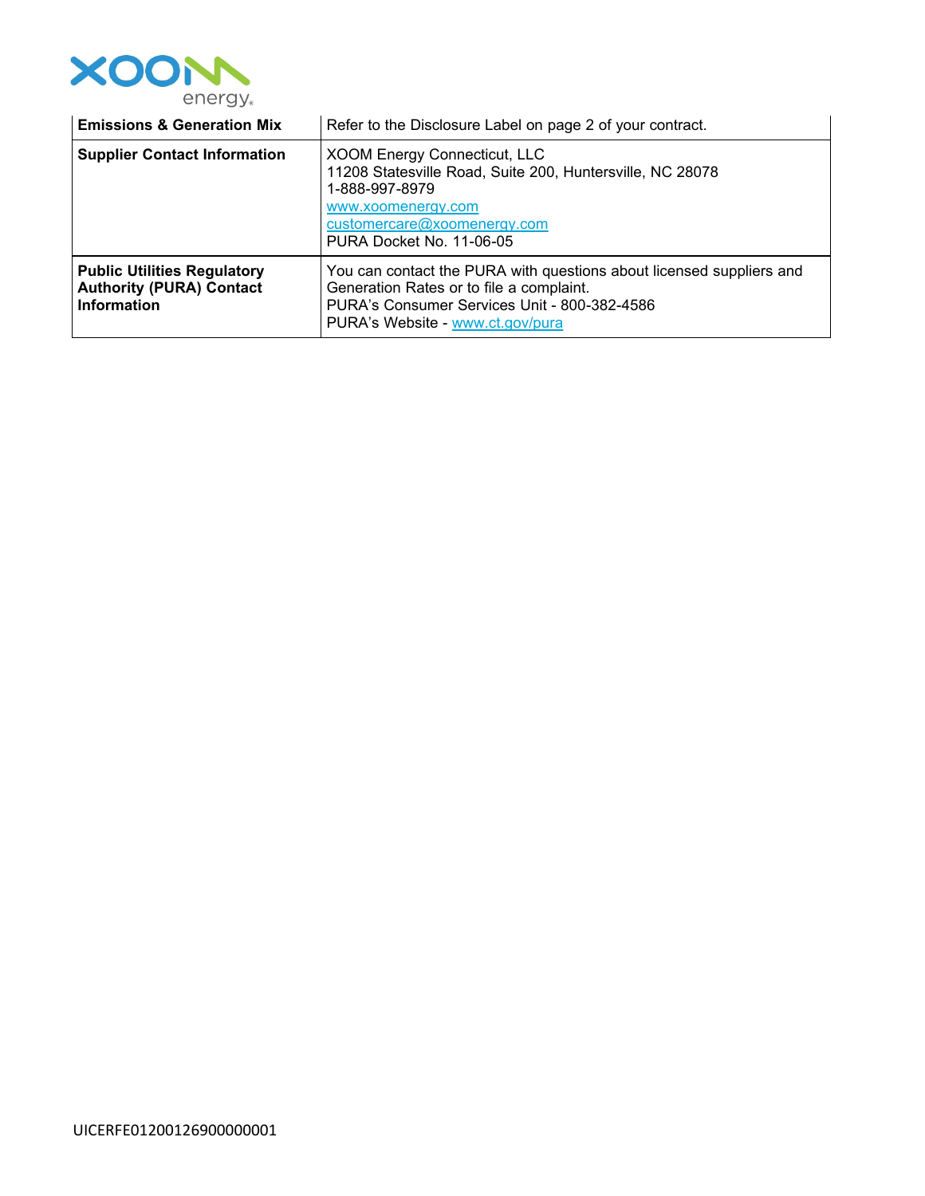| | |
|---|---|
| **Emissions & Generation Mix** | Refer to the Disclosure Label on page 2 of your contract. |
| **Supplier Contact Information** | XOOM Energy Connecticut, LLC<br>11208 Statesville Road, Suite 200, Huntersville, NC 28078<br>1-888-997-8979<br>www.xoomenergy.com<br>customercare@xoomenergy.com<br>PURA Docket No. 11-06-05 |
| **Public Utilities Regulatory Authority (PURA) Contact Information** | You can contact the PURA with questions about licensed suppliers and Generation Rates or to file a complaint.<br>PURA's Consumer Services Unit - 800-382-4586<br>PURA's Website - www.ct.gov/pura |

UICERFE01200126900000001